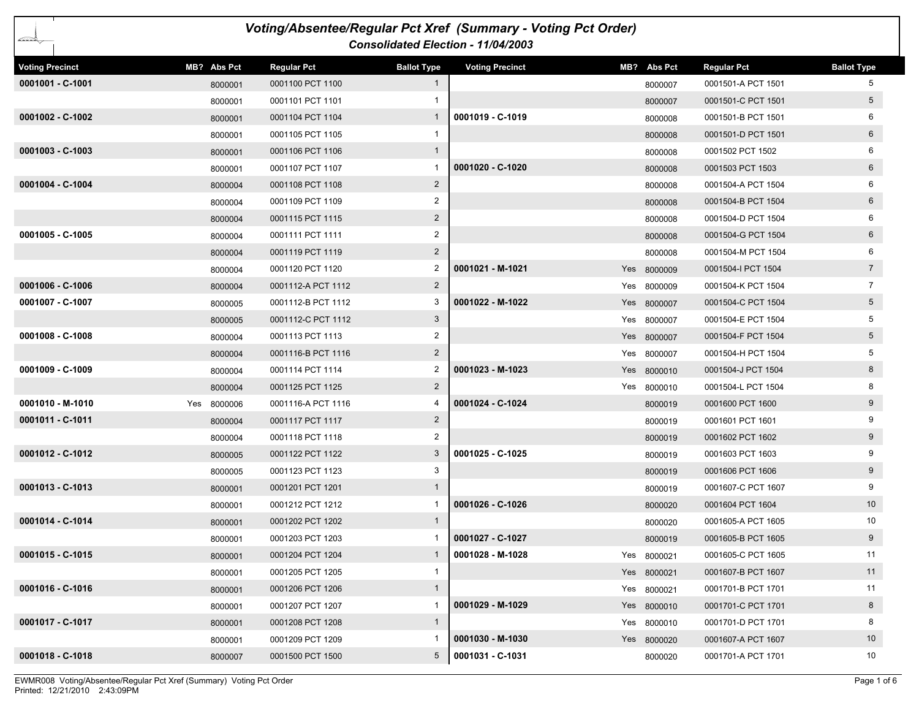# Voting/Absentee/Regular Pct Xref (Summary - Voting Pct Order)

## Consolidated Election - 11/04/2003

| Voting Precinct | MB? | Abs Pct | Regular Pct | Ballot Type |
|---|---|---|---|---|
| **0001001 - C-1001** | | 8000001 | 0001100 PCT 1100 | 1 |
| | | 8000001 | 0001101 PCT 1101 | 1 |
| **0001002 - C-1002** | | 8000001 | 0001104 PCT 1104 | 1 |
| | | 8000001 | 0001105 PCT 1105 | 1 |
| **0001003 - C-1003** | | 8000001 | 0001106 PCT 1106 | 1 |
| | | 8000001 | 0001107 PCT 1107 | 1 |
| **0001004 - C-1004** | | 8000004 | 0001108 PCT 1108 | 2 |
| | | 8000004 | 0001109 PCT 1109 | 2 |
| | | 8000004 | 0001115 PCT 1115 | 2 |
| **0001005 - C-1005** | | 8000004 | 0001111 PCT 1111 | 2 |
| | | 8000004 | 0001119 PCT 1119 | 2 |
| | | 8000004 | 0001120 PCT 1120 | 2 |
| **0001006 - C-1006** | | 8000004 | 0001112-A PCT 1112 | 2 |
| **0001007 - C-1007** | | 8000005 | 0001112-B PCT 1112 | 3 |
| | | 8000005 | 0001112-C PCT 1112 | 3 |
| **0001008 - C-1008** | | 8000004 | 0001113 PCT 1113 | 2 |
| | | 8000004 | 0001116-B PCT 1116 | 2 |
| **0001009 - C-1009** | | 8000004 | 0001114 PCT 1114 | 2 |
| | | 8000004 | 0001125 PCT 1125 | 2 |
| **0001010 - M-1010** | Yes | 8000006 | 0001116-A PCT 1116 | 4 |
| **0001011 - C-1011** | | 8000004 | 0001117 PCT 1117 | 2 |
| | | 8000004 | 0001118 PCT 1118 | 2 |
| **0001012 - C-1012** | | 8000005 | 0001122 PCT 1122 | 3 |
| | | 8000005 | 0001123 PCT 1123 | 3 |
| **0001013 - C-1013** | | 8000001 | 0001201 PCT 1201 | 1 |
| | | 8000001 | 0001212 PCT 1212 | 1 |
| **0001014 - C-1014** | | 8000001 | 0001202 PCT 1202 | 1 |
| | | 8000001 | 0001203 PCT 1203 | 1 |
| **0001015 - C-1015** | | 8000001 | 0001204 PCT 1204 | 1 |
| | | 8000001 | 0001205 PCT 1205 | 1 |
| **0001016 - C-1016** | | 8000001 | 0001206 PCT 1206 | 1 |
| | | 8000001 | 0001207 PCT 1207 | 1 |
| **0001017 - C-1017** | | 8000001 | 0001208 PCT 1208 | 1 |
| | | 8000001 | 0001209 PCT 1209 | 1 |
| **0001018 - C-1018** | | 8000007 | 0001500 PCT 1500 | 5 |
| | | 8000007 | 0001501-A PCT 1501 | 5 |
| | | 8000007 | 0001501-C PCT 1501 | 5 |
| **0001019 - C-1019** | | 8000008 | 0001501-B PCT 1501 | 6 |
| | | 8000008 | 0001501-D PCT 1501 | 6 |
| | | 8000008 | 0001502 PCT 1502 | 6 |
| **0001020 - C-1020** | | 8000008 | 0001503 PCT 1503 | 6 |
| | | 8000008 | 0001504-A PCT 1504 | 6 |
| | | 8000008 | 0001504-B PCT 1504 | 6 |
| | | 8000008 | 0001504-D PCT 1504 | 6 |
| | | 8000008 | 0001504-G PCT 1504 | 6 |
| | | 8000008 | 0001504-M PCT 1504 | 6 |
| **0001021 - M-1021** | Yes | 8000009 | 0001504-I PCT 1504 | 7 |
| | Yes | 8000009 | 0001504-K PCT 1504 | 7 |
| **0001022 - M-1022** | Yes | 8000007 | 0001504-C PCT 1504 | 5 |
| | Yes | 8000007 | 0001504-E PCT 1504 | 5 |
| | Yes | 8000007 | 0001504-F PCT 1504 | 5 |
| | Yes | 8000007 | 0001504-H PCT 1504 | 5 |
| **0001023 - M-1023** | Yes | 8000010 | 0001504-J PCT 1504 | 8 |
| | Yes | 8000010 | 0001504-L PCT 1504 | 8 |
| **0001024 - C-1024** | | 8000019 | 0001600 PCT 1600 | 9 |
| | | 8000019 | 0001601 PCT 1601 | 9 |
| | | 8000019 | 0001602 PCT 1602 | 9 |
| **0001025 - C-1025** | | 8000019 | 0001603 PCT 1603 | 9 |
| | | 8000019 | 0001606 PCT 1606 | 9 |
| | | 8000019 | 0001607-C PCT 1607 | 9 |
| **0001026 - C-1026** | | 8000020 | 0001604 PCT 1604 | 10 |
| | | 8000020 | 0001605-A PCT 1605 | 10 |
| **0001027 - C-1027** | | 8000019 | 0001605-B PCT 1605 | 9 |
| **0001028 - M-1028** | Yes | 8000021 | 0001605-C PCT 1605 | 11 |
| | Yes | 8000021 | 0001607-B PCT 1607 | 11 |
| | Yes | 8000021 | 0001701-B PCT 1701 | 11 |
| **0001029 - M-1029** | Yes | 8000010 | 0001701-C PCT 1701 | 8 |
| | Yes | 8000010 | 0001701-D PCT 1701 | 8 |
| **0001030 - M-1030** | Yes | 8000020 | 0001607-A PCT 1607 | 10 |
| **0001031 - C-1031** | | 8000020 | 0001701-A PCT 1701 | 10 |

EWMR008 Voting/Absentee/Regular Pct Xref (Summary) Voting Pct Order
Printed: 12/21/2010 2:43:09PM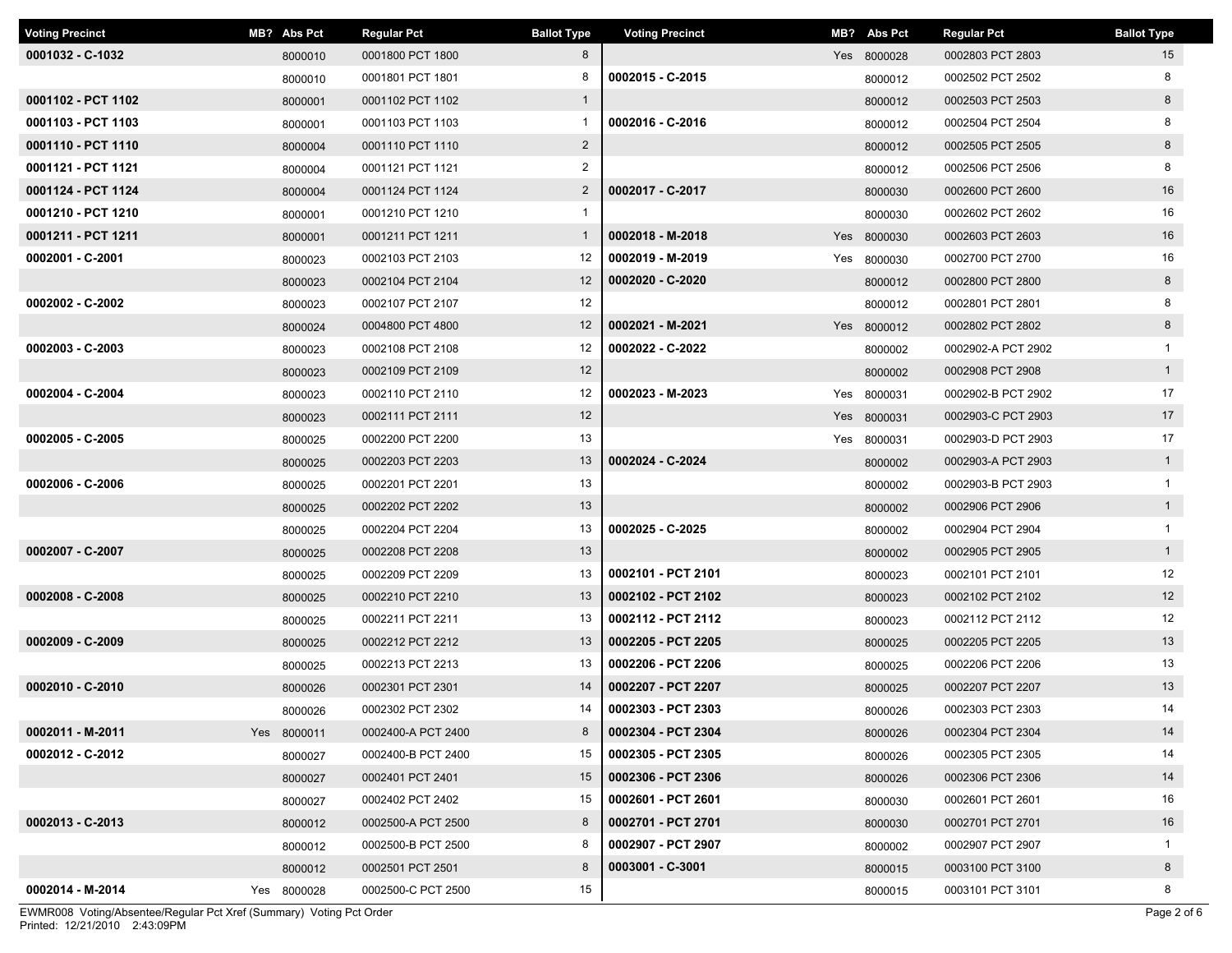| Voting Precinct | MB? | Abs Pct | Regular Pct | Ballot Type |
|---|---|---|---|---|
| 0001032 - C-1032 | | 8000010 | 0001800 PCT 1800 | 8 |
| | | 8000010 | 0001801 PCT 1801 | 8 |
| 0001102 - PCT 1102 | | 8000001 | 0001102 PCT 1102 | 1 |
| 0001103 - PCT 1103 | | 8000001 | 0001103 PCT 1103 | 1 |
| 0001110 - PCT 1110 | | 8000004 | 0001110 PCT 1110 | 2 |
| 0001121 - PCT 1121 | | 8000004 | 0001121 PCT 1121 | 2 |
| 0001124 - PCT 1124 | | 8000004 | 0001124 PCT 1124 | 2 |
| 0001210 - PCT 1210 | | 8000001 | 0001210 PCT 1210 | 1 |
| 0001211 - PCT 1211 | | 8000001 | 0001211 PCT 1211 | 1 |
| 0002001 - C-2001 | | 8000023 | 0002103 PCT 2103 | 12 |
| | | 8000023 | 0002104 PCT 2104 | 12 |
| 0002002 - C-2002 | | 8000023 | 0002107 PCT 2107 | 12 |
| | | 8000024 | 0004800 PCT 4800 | 12 |
| 0002003 - C-2003 | | 8000023 | 0002108 PCT 2108 | 12 |
| | | 8000023 | 0002109 PCT 2109 | 12 |
| 0002004 - C-2004 | | 8000023 | 0002110 PCT 2110 | 12 |
| | | 8000023 | 0002111 PCT 2111 | 12 |
| 0002005 - C-2005 | | 8000025 | 0002200 PCT 2200 | 13 |
| | | 8000025 | 0002203 PCT 2203 | 13 |
| 0002006 - C-2006 | | 8000025 | 0002201 PCT 2201 | 13 |
| | | 8000025 | 0002202 PCT 2202 | 13 |
| | | 8000025 | 0002204 PCT 2204 | 13 |
| 0002007 - C-2007 | | 8000025 | 0002208 PCT 2208 | 13 |
| | | 8000025 | 0002209 PCT 2209 | 13 |
| 0002008 - C-2008 | | 8000025 | 0002210 PCT 2210 | 13 |
| | | 8000025 | 0002211 PCT 2211 | 13 |
| 0002009 - C-2009 | | 8000025 | 0002212 PCT 2212 | 13 |
| | | 8000025 | 0002213 PCT 2213 | 13 |
| 0002010 - C-2010 | | 8000026 | 0002301 PCT 2301 | 14 |
| | | 8000026 | 0002302 PCT 2302 | 14 |
| 0002011 - M-2011 | Yes | 8000011 | 0002400-A PCT 2400 | 8 |
| 0002012 - C-2012 | | 8000027 | 0002400-B PCT 2400 | 15 |
| | | 8000027 | 0002401 PCT 2401 | 15 |
| | | 8000027 | 0002402 PCT 2402 | 15 |
| 0002013 - C-2013 | | 8000012 | 0002500-A PCT 2500 | 8 |
| | | 8000012 | 0002500-B PCT 2500 | 8 |
| | | 8000012 | 0002501 PCT 2501 | 8 |
| 0002014 - M-2014 | Yes | 8000028 | 0002500-C PCT 2500 | 15 |
| | Yes | 8000028 | 0002803 PCT 2803 | 15 |
| 0002015 - C-2015 | | 8000012 | 0002502 PCT 2502 | 8 |
| | | 8000012 | 0002503 PCT 2503 | 8 |
| 0002016 - C-2016 | | 8000012 | 0002504 PCT 2504 | 8 |
| | | 8000012 | 0002505 PCT 2505 | 8 |
| | | 8000012 | 0002506 PCT 2506 | 8 |
| 0002017 - C-2017 | | 8000030 | 0002600 PCT 2600 | 16 |
| | | 8000030 | 0002602 PCT 2602 | 16 |
| 0002018 - M-2018 | Yes | 8000030 | 0002603 PCT 2603 | 16 |
| 0002019 - M-2019 | Yes | 8000030 | 0002700 PCT 2700 | 16 |
| 0002020 - C-2020 | | 8000012 | 0002800 PCT 2800 | 8 |
| | | 8000012 | 0002801 PCT 2801 | 8 |
| 0002021 - M-2021 | Yes | 8000012 | 0002802 PCT 2802 | 8 |
| 0002022 - C-2022 | | 8000002 | 0002902-A PCT 2902 | 1 |
| | | 8000002 | 0002908 PCT 2908 | 1 |
| 0002023 - M-2023 | Yes | 8000031 | 0002902-B PCT 2902 | 17 |
| | Yes | 8000031 | 0002903-C PCT 2903 | 17 |
| | Yes | 8000031 | 0002903-D PCT 2903 | 17 |
| 0002024 - C-2024 | | 8000002 | 0002903-A PCT 2903 | 1 |
| | | 8000002 | 0002903-B PCT 2903 | 1 |
| | | 8000002 | 0002906 PCT 2906 | 1 |
| 0002025 - C-2025 | | 8000002 | 0002904 PCT 2904 | 1 |
| | | 8000002 | 0002905 PCT 2905 | 1 |
| 0002101 - PCT 2101 | | 8000023 | 0002101 PCT 2101 | 12 |
| 0002102 - PCT 2102 | | 8000023 | 0002102 PCT 2102 | 12 |
| 0002112 - PCT 2112 | | 8000023 | 0002112 PCT 2112 | 12 |
| 0002205 - PCT 2205 | | 8000025 | 0002205 PCT 2205 | 13 |
| 0002206 - PCT 2206 | | 8000025 | 0002206 PCT 2206 | 13 |
| 0002207 - PCT 2207 | | 8000025 | 0002207 PCT 2207 | 13 |
| 0002303 - PCT 2303 | | 8000026 | 0002303 PCT 2303 | 14 |
| 0002304 - PCT 2304 | | 8000026 | 0002304 PCT 2304 | 14 |
| 0002305 - PCT 2305 | | 8000026 | 0002305 PCT 2305 | 14 |
| 0002306 - PCT 2306 | | 8000026 | 0002306 PCT 2306 | 14 |
| 0002601 - PCT 2601 | | 8000030 | 0002601 PCT 2601 | 16 |
| 0002701 - PCT 2701 | | 8000030 | 0002701 PCT 2701 | 16 |
| 0002907 - PCT 2907 | | 8000002 | 0002907 PCT 2907 | 1 |
| 0003001 - C-3001 | | 8000015 | 0003100 PCT 3100 | 8 |
| | | 8000015 | 0003101 PCT 3101 | 8 |

EWMR008 Voting/Absentee/Regular Pct Xref (Summary) Voting Pct Order
Printed: 12/21/2010 2:43:09PM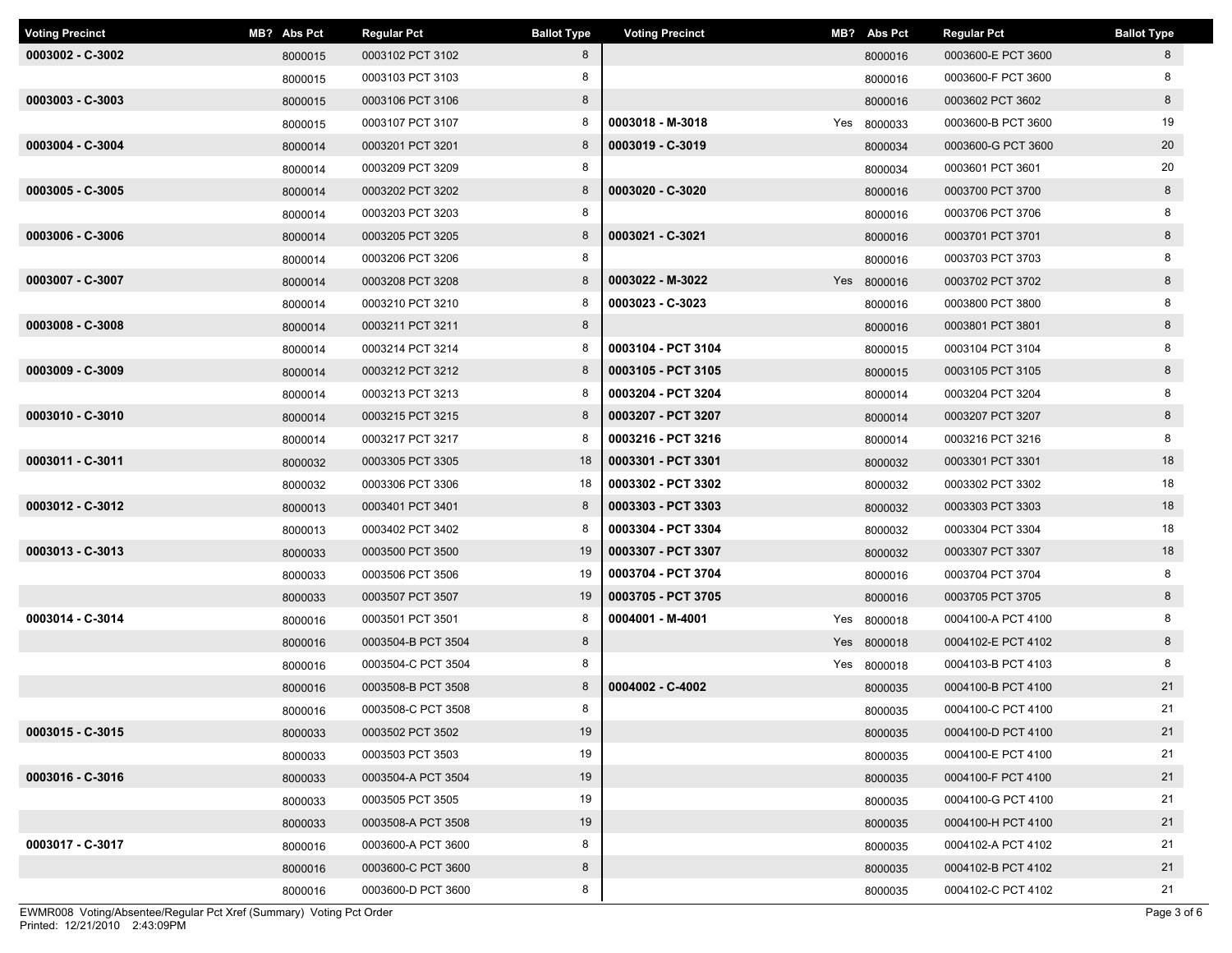| Voting Precinct | MB? | Abs Pct | Regular Pct | Ballot Type |
|---|---|---|---|---|
| **0003002 - C-3002** | | 8000015 | 0003102 PCT 3102 | 8 |
| | | 8000015 | 0003103 PCT 3103 | 8 |
| **0003003 - C-3003** | | 8000015 | 0003106 PCT 3106 | 8 |
| | | 8000015 | 0003107 PCT 3107 | 8 |
| **0003004 - C-3004** | | 8000014 | 0003201 PCT 3201 | 8 |
| | | 8000014 | 0003209 PCT 3209 | 8 |
| **0003005 - C-3005** | | 8000014 | 0003202 PCT 3202 | 8 |
| | | 8000014 | 0003203 PCT 3203 | 8 |
| **0003006 - C-3006** | | 8000014 | 0003205 PCT 3205 | 8 |
| | | 8000014 | 0003206 PCT 3206 | 8 |
| **0003007 - C-3007** | | 8000014 | 0003208 PCT 3208 | 8 |
| | | 8000014 | 0003210 PCT 3210 | 8 |
| **0003008 - C-3008** | | 8000014 | 0003211 PCT 3211 | 8 |
| | | 8000014 | 0003214 PCT 3214 | 8 |
| **0003009 - C-3009** | | 8000014 | 0003212 PCT 3212 | 8 |
| | | 8000014 | 0003213 PCT 3213 | 8 |
| **0003010 - C-3010** | | 8000014 | 0003215 PCT 3215 | 8 |
| | | 8000014 | 0003217 PCT 3217 | 8 |
| **0003011 - C-3011** | | 8000032 | 0003305 PCT 3305 | 18 |
| | | 8000032 | 0003306 PCT 3306 | 18 |
| **0003012 - C-3012** | | 8000013 | 0003401 PCT 3401 | 8 |
| | | 8000013 | 0003402 PCT 3402 | 8 |
| **0003013 - C-3013** | | 8000033 | 0003500 PCT 3500 | 19 |
| | | 8000033 | 0003506 PCT 3506 | 19 |
| | | 8000033 | 0003507 PCT 3507 | 19 |
| **0003014 - C-3014** | | 8000016 | 0003501 PCT 3501 | 8 |
| | | 8000016 | 0003504-B PCT 3504 | 8 |
| | | 8000016 | 0003504-C PCT 3504 | 8 |
| | | 8000016 | 0003508-B PCT 3508 | 8 |
| | | 8000016 | 0003508-C PCT 3508 | 8 |
| **0003015 - C-3015** | | 8000033 | 0003502 PCT 3502 | 19 |
| | | 8000033 | 0003503 PCT 3503 | 19 |
| **0003016 - C-3016** | | 8000033 | 0003504-A PCT 3504 | 19 |
| | | 8000033 | 0003505 PCT 3505 | 19 |
| | | 8000033 | 0003508-A PCT 3508 | 19 |
| **0003017 - C-3017** | | 8000016 | 0003600-A PCT 3600 | 8 |
| | | 8000016 | 0003600-C PCT 3600 | 8 |
| | | 8000016 | 0003600-D PCT 3600 | 8 |
| | | 8000016 | 0003600-E PCT 3600 | 8 |
| | | 8000016 | 0003600-F PCT 3600 | 8 |
| | | 8000016 | 0003602 PCT 3602 | 8 |
| **0003018 - M-3018** | Yes | 8000033 | 0003600-B PCT 3600 | 19 |
| **0003019 - C-3019** | | 8000034 | 0003600-G PCT 3600 | 20 |
| | | 8000034 | 0003601 PCT 3601 | 20 |
| **0003020 - C-3020** | | 8000016 | 0003700 PCT 3700 | 8 |
| | | 8000016 | 0003706 PCT 3706 | 8 |
| **0003021 - C-3021** | | 8000016 | 0003701 PCT 3701 | 8 |
| | | 8000016 | 0003703 PCT 3703 | 8 |
| **0003022 - M-3022** | Yes | 8000016 | 0003702 PCT 3702 | 8 |
| **0003023 - C-3023** | | 8000016 | 0003800 PCT 3800 | 8 |
| | | 8000016 | 0003801 PCT 3801 | 8 |
| **0003104 - PCT 3104** | | 8000015 | 0003104 PCT 3104 | 8 |
| **0003105 - PCT 3105** | | 8000015 | 0003105 PCT 3105 | 8 |
| **0003204 - PCT 3204** | | 8000014 | 0003204 PCT 3204 | 8 |
| **0003207 - PCT 3207** | | 8000014 | 0003207 PCT 3207 | 8 |
| **0003216 - PCT 3216** | | 8000014 | 0003216 PCT 3216 | 8 |
| **0003301 - PCT 3301** | | 8000032 | 0003301 PCT 3301 | 18 |
| **0003302 - PCT 3302** | | 8000032 | 0003302 PCT 3302 | 18 |
| **0003303 - PCT 3303** | | 8000032 | 0003303 PCT 3303 | 18 |
| **0003304 - PCT 3304** | | 8000032 | 0003304 PCT 3304 | 18 |
| **0003307 - PCT 3307** | | 8000032 | 0003307 PCT 3307 | 18 |
| **0003704 - PCT 3704** | | 8000016 | 0003704 PCT 3704 | 8 |
| **0003705 - PCT 3705** | | 8000016 | 0003705 PCT 3705 | 8 |
| **0004001 - M-4001** | Yes | 8000018 | 0004100-A PCT 4100 | 8 |
| | Yes | 8000018 | 0004102-E PCT 4102 | 8 |
| | Yes | 8000018 | 0004103-B PCT 4103 | 8 |
| **0004002 - C-4002** | | 8000035 | 0004100-B PCT 4100 | 21 |
| | | 8000035 | 0004100-C PCT 4100 | 21 |
| | | 8000035 | 0004100-D PCT 4100 | 21 |
| | | 8000035 | 0004100-E PCT 4100 | 21 |
| | | 8000035 | 0004100-F PCT 4100 | 21 |
| | | 8000035 | 0004100-G PCT 4100 | 21 |
| | | 8000035 | 0004100-H PCT 4100 | 21 |
| | | 8000035 | 0004102-A PCT 4102 | 21 |
| | | 8000035 | 0004102-B PCT 4102 | 21 |
| | | 8000035 | 0004102-C PCT 4102 | 21 |

EWMR008 Voting/Absentee/Regular Pct Xref (Summary) Voting Pct Order
Printed: 12/21/2010 2:43:09PM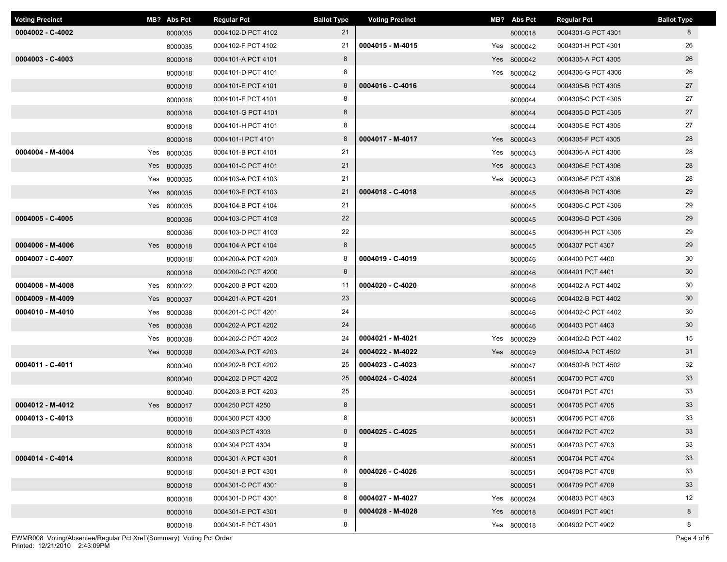| Voting Precinct | MB? | Abs Pct | Regular Pct | Ballot Type |
|---|---|---|---|---|
| 0004002 - C-4002 | | 8000035 | 0004102-D PCT 4102 | 21 |
| | | 8000035 | 0004102-F PCT 4102 | 21 |
| 0004003 - C-4003 | | 8000018 | 0004101-A PCT 4101 | 8 |
| | | 8000018 | 0004101-D PCT 4101 | 8 |
| | | 8000018 | 0004101-E PCT 4101 | 8 |
| | | 8000018 | 0004101-F PCT 4101 | 8 |
| | | 8000018 | 0004101-G PCT 4101 | 8 |
| | | 8000018 | 0004101-H PCT 4101 | 8 |
| | | 8000018 | 0004101-I PCT 4101 | 8 |
| 0004004 - M-4004 | Yes | 8000035 | 0004101-B PCT 4101 | 21 |
| | Yes | 8000035 | 0004101-C PCT 4101 | 21 |
| | Yes | 8000035 | 0004103-A PCT 4103 | 21 |
| | Yes | 8000035 | 0004103-E PCT 4103 | 21 |
| | Yes | 8000035 | 0004104-B PCT 4104 | 21 |
| 0004005 - C-4005 | | 8000036 | 0004103-C PCT 4103 | 22 |
| | | 8000036 | 0004103-D PCT 4103 | 22 |
| 0004006 - M-4006 | Yes | 8000018 | 0004104-A PCT 4104 | 8 |
| 0004007 - C-4007 | | 8000018 | 0004200-A PCT 4200 | 8 |
| | | 8000018 | 0004200-C PCT 4200 | 8 |
| 0004008 - M-4008 | Yes | 8000022 | 0004200-B PCT 4200 | 11 |
| 0004009 - M-4009 | Yes | 8000037 | 0004201-A PCT 4201 | 23 |
| 0004010 - M-4010 | Yes | 8000038 | 0004201-C PCT 4201 | 24 |
| | Yes | 8000038 | 0004202-A PCT 4202 | 24 |
| | Yes | 8000038 | 0004202-C PCT 4202 | 24 |
| | Yes | 8000038 | 0004203-A PCT 4203 | 24 |
| 0004011 - C-4011 | | 8000040 | 0004202-B PCT 4202 | 25 |
| | | 8000040 | 0004202-D PCT 4202 | 25 |
| | | 8000040 | 0004203-B PCT 4203 | 25 |
| 0004012 - M-4012 | Yes | 8000017 | 0004250 PCT 4250 | 8 |
| 0004013 - C-4013 | | 8000018 | 0004300 PCT 4300 | 8 |
| | | 8000018 | 0004303 PCT 4303 | 8 |
| | | 8000018 | 0004304 PCT 4304 | 8 |
| 0004014 - C-4014 | | 8000018 | 0004301-A PCT 4301 | 8 |
| | | 8000018 | 0004301-B PCT 4301 | 8 |
| | | 8000018 | 0004301-C PCT 4301 | 8 |
| | | 8000018 | 0004301-D PCT 4301 | 8 |
| | | 8000018 | 0004301-E PCT 4301 | 8 |
| | | 8000018 | 0004301-F PCT 4301 | 8 |
| | | 8000018 | 0004301-G PCT 4301 | 8 |
| 0004015 - M-4015 | Yes | 8000042 | 0004301-H PCT 4301 | 26 |
| | Yes | 8000042 | 0004305-A PCT 4305 | 26 |
| | Yes | 8000042 | 0004306-G PCT 4306 | 26 |
| 0004016 - C-4016 | | 8000044 | 0004305-B PCT 4305 | 27 |
| | | 8000044 | 0004305-C PCT 4305 | 27 |
| | | 8000044 | 0004305-D PCT 4305 | 27 |
| | | 8000044 | 0004305-E PCT 4305 | 27 |
| 0004017 - M-4017 | Yes | 8000043 | 0004305-F PCT 4305 | 28 |
| | Yes | 8000043 | 0004306-A PCT 4306 | 28 |
| | Yes | 8000043 | 0004306-E PCT 4306 | 28 |
| | Yes | 8000043 | 0004306-F PCT 4306 | 28 |
| 0004018 - C-4018 | | 8000045 | 0004306-B PCT 4306 | 29 |
| | | 8000045 | 0004306-C PCT 4306 | 29 |
| | | 8000045 | 0004306-D PCT 4306 | 29 |
| | | 8000045 | 0004306-H PCT 4306 | 29 |
| | | 8000045 | 0004307 PCT 4307 | 29 |
| 0004019 - C-4019 | | 8000046 | 0004400 PCT 4400 | 30 |
| | | 8000046 | 0004401 PCT 4401 | 30 |
| 0004020 - C-4020 | | 8000046 | 0004402-A PCT 4402 | 30 |
| | | 8000046 | 0004402-B PCT 4402 | 30 |
| | | 8000046 | 0004402-C PCT 4402 | 30 |
| | | 8000046 | 0004403 PCT 4403 | 30 |
| 0004021 - M-4021 | Yes | 8000029 | 0004402-D PCT 4402 | 15 |
| 0004022 - M-4022 | Yes | 8000049 | 0004502-A PCT 4502 | 31 |
| 0004023 - C-4023 | | 8000047 | 0004502-B PCT 4502 | 32 |
| 0004024 - C-4024 | | 8000051 | 0004700 PCT 4700 | 33 |
| | | 8000051 | 0004701 PCT 4701 | 33 |
| | | 8000051 | 0004705 PCT 4705 | 33 |
| | | 8000051 | 0004706 PCT 4706 | 33 |
| 0004025 - C-4025 | | 8000051 | 0004702 PCT 4702 | 33 |
| | | 8000051 | 0004703 PCT 4703 | 33 |
| | | 8000051 | 0004704 PCT 4704 | 33 |
| 0004026 - C-4026 | | 8000051 | 0004708 PCT 4708 | 33 |
| | | 8000051 | 0004709 PCT 4709 | 33 |
| 0004027 - M-4027 | Yes | 8000024 | 0004803 PCT 4803 | 12 |
| 0004028 - M-4028 | Yes | 8000018 | 0004901 PCT 4901 | 8 |
| | Yes | 8000018 | 0004902 PCT 4902 | 8 |

EWMR008 Voting/Absentee/Regular Pct Xref (Summary) Voting Pct Order
Printed: 12/21/2010 2:43:09PM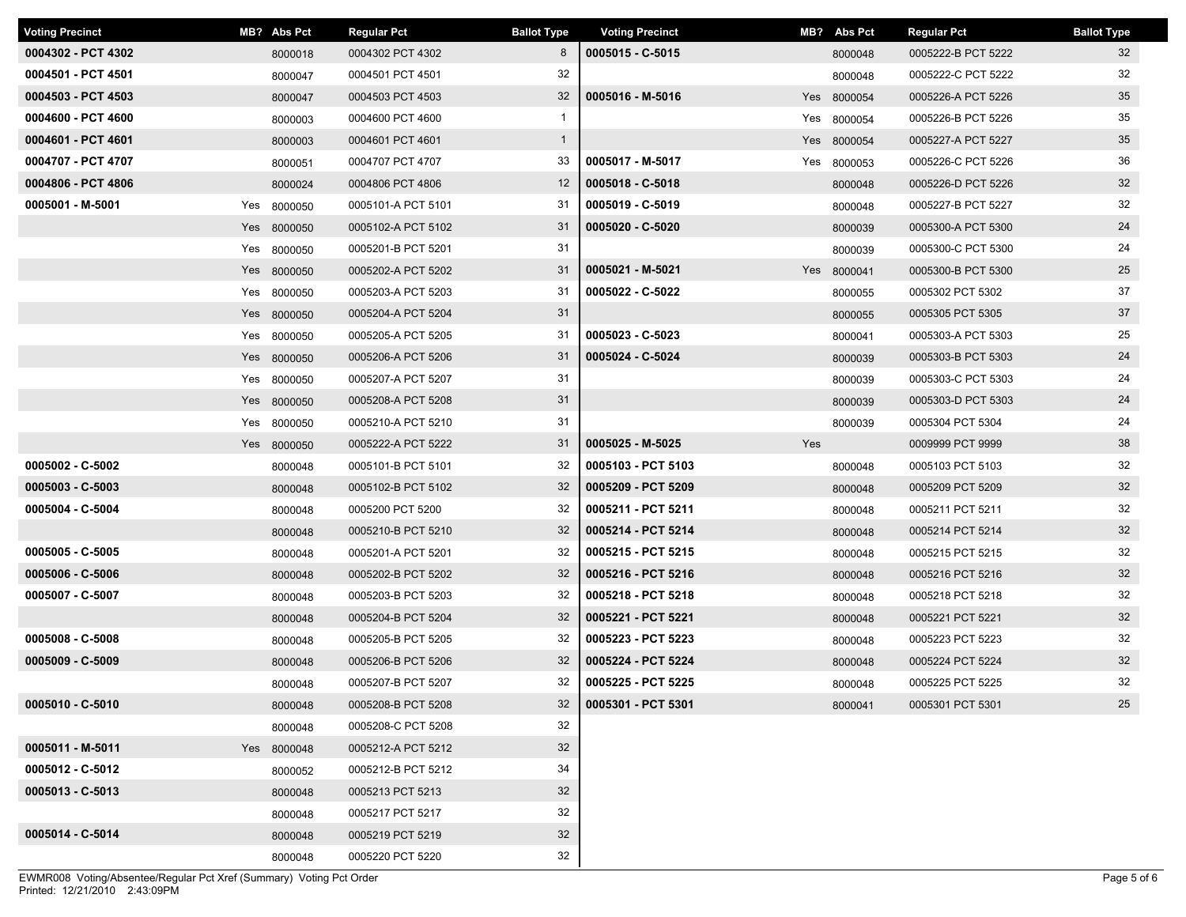| Voting Precinct | MB? | Abs Pct | Regular Pct | Ballot Type |
|---|---|---|---|---|
| **0004302 - PCT 4302** | | 8000018 | 0004302 PCT 4302 | 8 |
| **0004501 - PCT 4501** | | 8000047 | 0004501 PCT 4501 | 32 |
| **0004503 - PCT 4503** | | 8000047 | 0004503 PCT 4503 | 32 |
| **0004600 - PCT 4600** | | 8000003 | 0004600 PCT 4600 | 1 |
| **0004601 - PCT 4601** | | 8000003 | 0004601 PCT 4601 | 1 |
| **0004707 - PCT 4707** | | 8000051 | 0004707 PCT 4707 | 33 |
| **0004806 - PCT 4806** | | 8000024 | 0004806 PCT 4806 | 12 |
| **0005001 - M-5001** | Yes | 8000050 | 0005101-A PCT 5101 | 31 |
| | Yes | 8000050 | 0005102-A PCT 5102 | 31 |
| | Yes | 8000050 | 0005201-B PCT 5201 | 31 |
| | Yes | 8000050 | 0005202-A PCT 5202 | 31 |
| | Yes | 8000050 | 0005203-A PCT 5203 | 31 |
| | Yes | 8000050 | 0005204-A PCT 5204 | 31 |
| | Yes | 8000050 | 0005205-A PCT 5205 | 31 |
| | Yes | 8000050 | 0005206-A PCT 5206 | 31 |
| | Yes | 8000050 | 0005207-A PCT 5207 | 31 |
| | Yes | 8000050 | 0005208-A PCT 5208 | 31 |
| | Yes | 8000050 | 0005210-A PCT 5210 | 31 |
| | Yes | 8000050 | 0005222-A PCT 5222 | 31 |
| **0005002 - C-5002** | | 8000048 | 0005101-B PCT 5101 | 32 |
| **0005003 - C-5003** | | 8000048 | 0005102-B PCT 5102 | 32 |
| **0005004 - C-5004** | | 8000048 | 0005200 PCT 5200 | 32 |
| | | 8000048 | 0005210-B PCT 5210 | 32 |
| **0005005 - C-5005** | | 8000048 | 0005201-A PCT 5201 | 32 |
| **0005006 - C-5006** | | 8000048 | 0005202-B PCT 5202 | 32 |
| **0005007 - C-5007** | | 8000048 | 0005203-B PCT 5203 | 32 |
| | | 8000048 | 0005204-B PCT 5204 | 32 |
| **0005008 - C-5008** | | 8000048 | 0005205-B PCT 5205 | 32 |
| **0005009 - C-5009** | | 8000048 | 0005206-B PCT 5206 | 32 |
| | | 8000048 | 0005207-B PCT 5207 | 32 |
| **0005010 - C-5010** | | 8000048 | 0005208-B PCT 5208 | 32 |
| | | 8000048 | 0005208-C PCT 5208 | 32 |
| **0005011 - M-5011** | Yes | 8000048 | 0005212-A PCT 5212 | 32 |
| **0005012 - C-5012** | | 8000052 | 0005212-B PCT 5212 | 34 |
| **0005013 - C-5013** | | 8000048 | 0005213 PCT 5213 | 32 |
| | | 8000048 | 0005217 PCT 5217 | 32 |
| **0005014 - C-5014** | | 8000048 | 0005219 PCT 5219 | 32 |
| | | 8000048 | 0005220 PCT 5220 | 32 |
| **0005015 - C-5015** | | 8000048 | 0005222-B PCT 5222 | 32 |
| | | 8000048 | 0005222-C PCT 5222 | 32 |
| **0005016 - M-5016** | Yes | 8000054 | 0005226-A PCT 5226 | 35 |
| | Yes | 8000054 | 0005226-B PCT 5226 | 35 |
| | Yes | 8000054 | 0005227-A PCT 5227 | 35 |
| **0005017 - M-5017** | Yes | 8000053 | 0005226-C PCT 5226 | 36 |
| **0005018 - C-5018** | | 8000048 | 0005226-D PCT 5226 | 32 |
| **0005019 - C-5019** | | 8000048 | 0005227-B PCT 5227 | 32 |
| **0005020 - C-5020** | | 8000039 | 0005300-A PCT 5300 | 24 |
| | | 8000039 | 0005300-C PCT 5300 | 24 |
| **0005021 - M-5021** | Yes | 8000041 | 0005300-B PCT 5300 | 25 |
| **0005022 - C-5022** | | 8000055 | 0005302 PCT 5302 | 37 |
| | | 8000055 | 0005305 PCT 5305 | 37 |
| **0005023 - C-5023** | | 8000041 | 0005303-A PCT 5303 | 25 |
| **0005024 - C-5024** | | 8000039 | 0005303-B PCT 5303 | 24 |
| | | 8000039 | 0005303-C PCT 5303 | 24 |
| | | 8000039 | 0005303-D PCT 5303 | 24 |
| | | 8000039 | 0005304 PCT 5304 | 24 |
| **0005025 - M-5025** | Yes | | 0009999 PCT 9999 | 38 |
| **0005103 - PCT 5103** | | 8000048 | 0005103 PCT 5103 | 32 |
| **0005209 - PCT 5209** | | 8000048 | 0005209 PCT 5209 | 32 |
| **0005211 - PCT 5211** | | 8000048 | 0005211 PCT 5211 | 32 |
| **0005214 - PCT 5214** | | 8000048 | 0005214 PCT 5214 | 32 |
| **0005215 - PCT 5215** | | 8000048 | 0005215 PCT 5215 | 32 |
| **0005216 - PCT 5216** | | 8000048 | 0005216 PCT 5216 | 32 |
| **0005218 - PCT 5218** | | 8000048 | 0005218 PCT 5218 | 32 |
| **0005221 - PCT 5221** | | 8000048 | 0005221 PCT 5221 | 32 |
| **0005223 - PCT 5223** | | 8000048 | 0005223 PCT 5223 | 32 |
| **0005224 - PCT 5224** | | 8000048 | 0005224 PCT 5224 | 32 |
| **0005225 - PCT 5225** | | 8000048 | 0005225 PCT 5225 | 32 |
| **0005301 - PCT 5301** | | 8000041 | 0005301 PCT 5301 | 25 |

EWMR008 Voting/Absentee/Regular Pct Xref (Summary) Voting Pct Order
Printed: 12/21/2010 2:43:09PM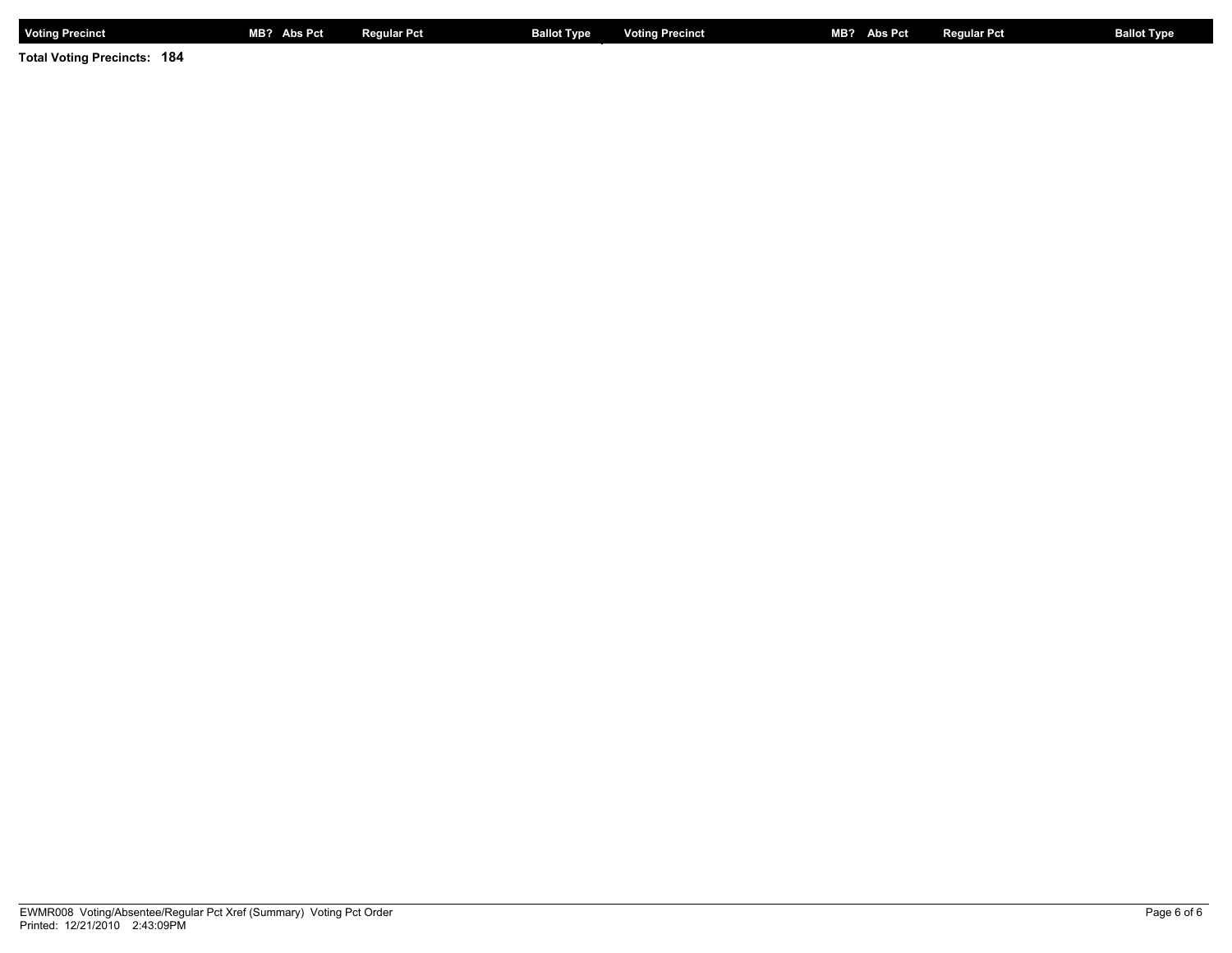| Voting Precinct | MB? | Abs Pct | Regular Pct | Ballot Type | Voting Precinct | MB? | Abs Pct | Regular Pct | Ballot Type |
|---|---|---|---|---|---|---|---|---|---|

**Total Voting Precincts: 184**